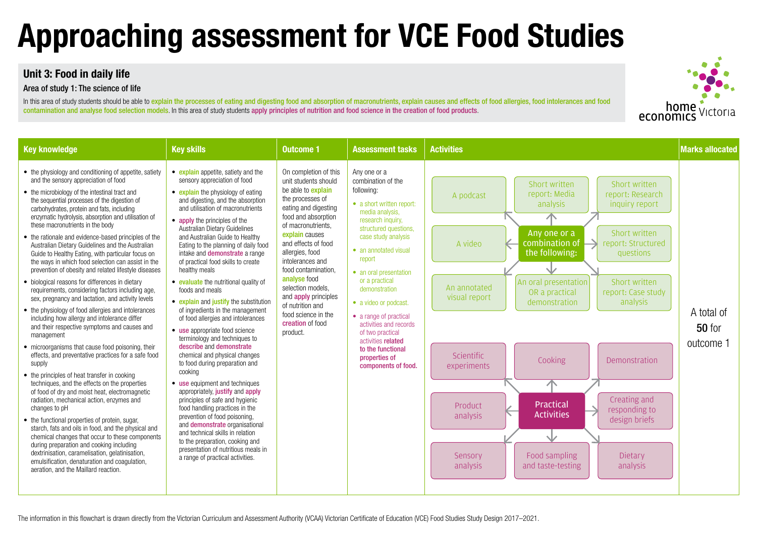# Approaching assessment for VCE Food Studies

## Unit 3: Food in daily life

### Area of study 1: The science of life

In this area of study students should be able to explain the processes of eating and digesting food and absorption of macronutrients, explain causes and effects of food allergies, food intolerances and food contamination and analyse food selection models. In this area of study students apply principles of nutrition and food science in the creation of food products.

home economics Victoria

| Key knowledge | Key skills | Outcome 1 | Assessment tasks | Activities | Marks allocated |
|---|---|---|---|---|---|
| • the physiology and conditioning of appetite, satiety and the sensory appreciation of food<br>• the microbiology of the intestinal tract and the sequential processes of the digestion of carbohydrates, protein and fats, including enzymatic hydrolysis, absorption and utilisation of these macronutrients in the body<br>• the rationale and evidence-based principles of the Australian Dietary Guidelines and the Australian Guide to Healthy Eating, with particular focus on the ways in which food selection can assist in the prevention of obesity and related lifestyle diseases<br>• biological reasons for differences in dietary requirements, considering factors including age, sex, pregnancy and lactation, and activity levels<br>• the physiology of food allergies and intolerances including how allergy and intolerance differ and their respective symptoms and causes and management<br>• microorganisms that cause food poisoning, their effects, and preventative practices for a safe food supply<br>• the principles of heat transfer in cooking techniques, and the effects on the properties of food of dry and moist heat, electromagnetic radiation, mechanical action, enzymes and changes to pH<br>• the functional properties of protein, sugar, starch, fats and oils in food, and the physical and chemical changes that occur to these components during preparation and cooking including dextrinisation, caramelisation, gelatinisation, emulsification, denaturation and coagulation, aeration, and the Maillard reaction. | • explain appetite, satiety and the sensory appreciation of food<br>• explain the physiology of eating and digesting, and the absorption and utilisation of macronutrients<br>• apply the principles of the Australian Dietary Guidelines and Australian Guide to Healthy Eating to the planning of daily food intake and demonstrate a range of practical food skills to create healthy meals<br>• evaluate the nutritional quality of foods and meals<br>• explain and justify the substitution of ingredients in the management of food allergies and intolerances<br>• use appropriate food science terminology and techniques to describe and demonstrate chemical and physical changes to food during preparation and cooking<br>• use equipment and techniques appropriately, justify and apply principles of safe and hygienic food handling practices in the prevention of food poisoning, and demonstrate organisational and technical skills in relation to the preparation, cooking and presentation of nutritious meals in a range of practical activities. | On completion of this unit students should be able to explain the processes of eating and digesting food and absorption of macronutrients, explain causes and effects of food allergies, food intolerances and food contamination, analyse food selection models, and apply principles of nutrition and food science in the creation of food product. | Any one or a combination of the following:<br>• a short written report: media analysis, research inquiry, structured questions, case study analysis<br>• an annotated visual report<br>• an oral presentation or a practical demonstration<br>• a video or podcast.<br>• a range of practical activities and records of two practical activities **related to the functional properties of components of food.** | **Any one or a combination of the following:** A podcast; Short written report: Media analysis; Short written report: Research inquiry report; A video; Short written report: Structured questions; An annotated visual report; An oral presentation OR a practical demonstration; Short written report: Case study analysis<br><br>**Practical Activities:** Scientific experiments; Cooking; Demonstration; Product analysis; Creating and responding to design briefs; Sensory analysis; Food sampling and taste-testing; Dietary analysis | A total of **50** for outcome 1 |

The information in this flowchart is drawn directly from the Victorian Curriculum and Assessment Authority (VCAA) Victorian Certificate of Education (VCE) Food Studies Study Design 2017–2021.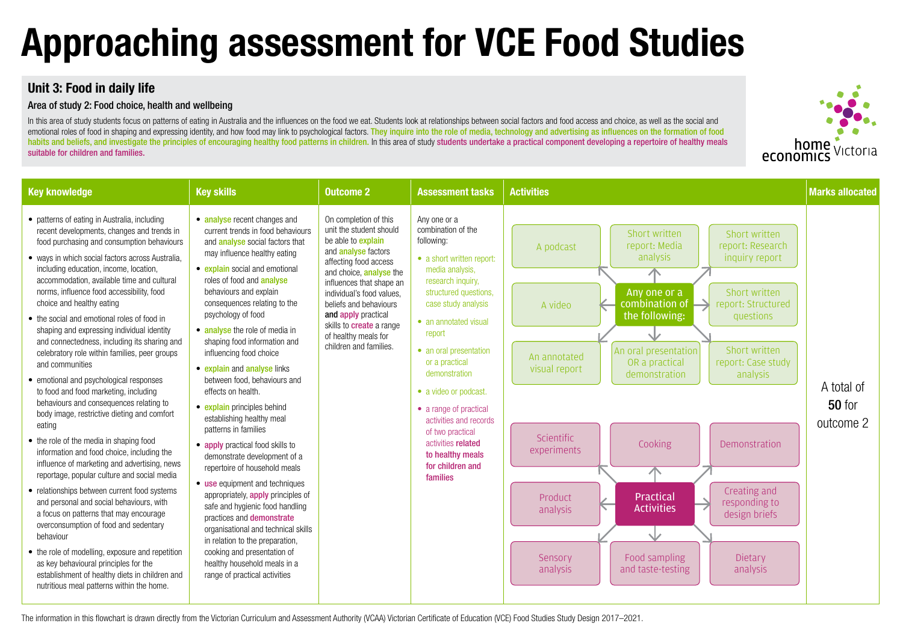# Approaching assessment for VCE Food Studies

## Unit 3: Food in daily life

### Area of study 2: Food choice, health and wellbeing

In this area of study students focus on patterns of eating in Australia and the influences on the food we eat. Students look at relationships between social factors and food access and choice, as well as the social and emotional roles of food in shaping and expressing identity, and how food may link to psychological factors. **They inquire into the role of media, technology and advertising as influences on the formation of food habits and beliefs, and investigate the principles of encouraging healthy food patterns in children.** In this area of study **students undertake a practical component developing a repertoire of healthy meals suitable for children and families.**

home economics Victoria

| Key knowledge | Key skills | Outcome 2 | Assessment tasks | Activities | Marks allocated |
|---|---|---|---|---|---|
| • patterns of eating in Australia, including recent developments, changes and trends in food purchasing and consumption behaviours<br>• ways in which social factors across Australia, including education, income, location, accommodation, available time and cultural norms, influence food accessibility, food choice and healthy eating<br>• the social and emotional roles of food in shaping and expressing individual identity and connectedness, including its sharing and celebratory role within families, peer groups and communities<br>• emotional and psychological responses to food and food marketing, including behaviours and consequences relating to body image, restrictive dieting and comfort eating<br>• the role of the media in shaping food information and food choice, including the influence of marketing and advertising, news reportage, popular culture and social media<br>• relationships between current food systems and personal and social behaviours, with a focus on patterns that may encourage overconsumption of food and sedentary behaviour<br>• the role of modelling, exposure and repetition as key behavioural principles for the establishment of healthy diets in children and nutritious meal patterns within the home. | • **analyse** recent changes and current trends in food behaviours and **analyse** social factors that may influence healthy eating<br>• **explain** social and emotional roles of food and **analyse** behaviours and explain consequences relating to the psychology of food<br>• **analyse** the role of media in shaping food information and influencing food choice<br>• **explain** and **analyse** links between food, behaviours and effects on health.<br>• **explain** principles behind establishing healthy meal patterns in families<br>• **apply** practical food skills to demonstrate development of a repertoire of household meals<br>• **use** equipment and techniques appropriately, **apply** principles of safe and hygienic food handling practices and **demonstrate** organisational and technical skills in relation to the preparation, cooking and presentation of healthy household meals in a range of practical activities | On completion of this unit the student should be able to **explain** and **analyse** factors affecting food access and choice, **analyse** the influences that shape an individual's food values, beliefs and behaviours **and apply** practical skills to **create** a range of healthy meals for children and families. | Any one or a combination of the following:<br>• a short written report: media analysis, research inquiry, structured questions, case study analysis<br>• an annotated visual report<br>• an oral presentation or a practical demonstration<br>• a video or podcast.<br>• a range of practical activities and records of two practical activities **related to healthy meals for children and families** | **Any one or a combination of the following:** A podcast; Short written report: Media analysis; Short written report: Research inquiry report; A video; Short written report: Structured questions; An annotated visual report; An oral presentation OR a practical demonstration; Short written report: Case study analysis<br><br>**Practical Activities:** Scientific experiments; Cooking; Demonstration; Product analysis; Creating and responding to design briefs; Sensory analysis; Food sampling and taste-testing; Dietary analysis | A total of **50** for outcome 2 |

The information in this flowchart is drawn directly from the Victorian Curriculum and Assessment Authority (VCAA) Victorian Certificate of Education (VCE) Food Studies Study Design 2017–2021.